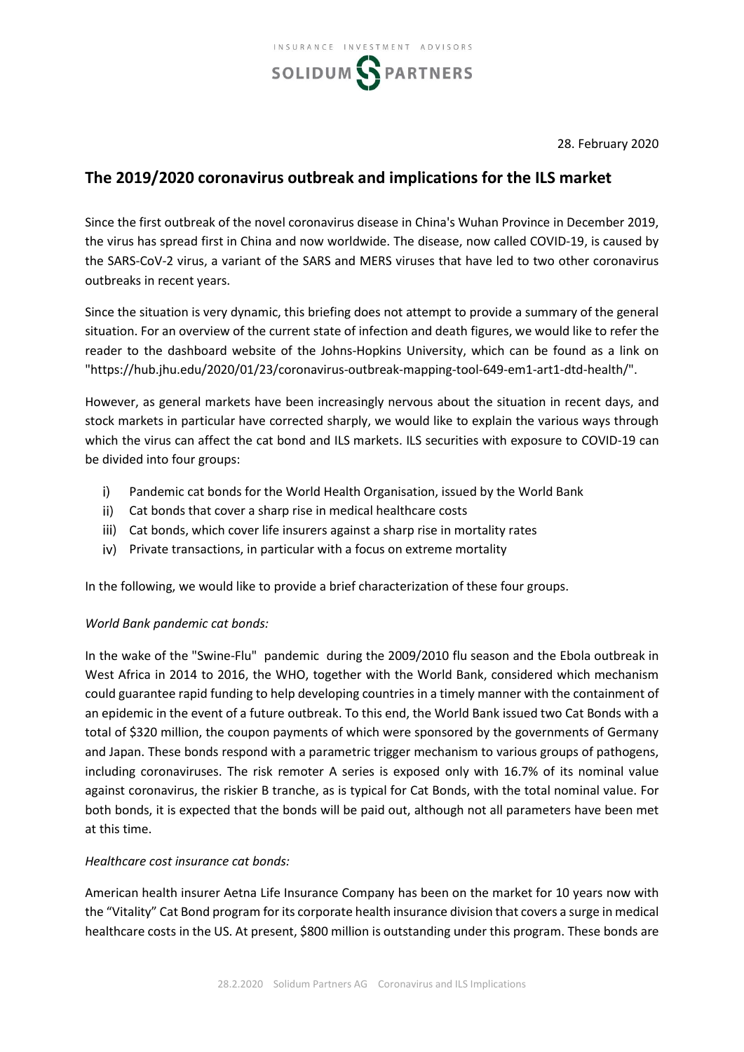28. February 2020

# The 2019/2020 coronavirus outbreak and implications for the ILS market

Since the first outbreak of the novel coronavirus disease in China's Wuhan Province in December 2019, the virus has spread first in China and now worldwide. The disease, now called COVID-19, is caused by the SARS-CoV-2 virus, a variant of the SARS and MERS viruses that have led to two other coronavirus outbreaks in recent years.

Since the situation is very dynamic, this briefing does not attempt to provide a summary of the general situation. For an overview of the current state of infection and death figures, we would like to refer the reader to the dashboard website of the Johns-Hopkins University, which can be found as a link on "https://hub.jhu.edu/2020/01/23/coronavirus-outbreak-mapping-tool-649-em1-art1-dtd-health/".

However, as general markets have been increasingly nervous about the situation in recent days, and stock markets in particular have corrected sharply, we would like to explain the various ways through which the virus can affect the cat bond and ILS markets. ILS securities with exposure to COVID-19 can be divided into four groups:

i) Pandemic cat bonds for the World Health Organisation, issued by the World Bank
ii) Cat bonds that cover a sharp rise in medical healthcare costs
iii) Cat bonds, which cover life insurers against a sharp rise in mortality rates
iv) Private transactions, in particular with a focus on extreme mortality

In the following, we would like to provide a brief characterization of these four groups.

*World Bank pandemic cat bonds:*

In the wake of the "Swine-Flu" pandemic during the 2009/2010 flu season and the Ebola outbreak in West Africa in 2014 to 2016, the WHO, together with the World Bank, considered which mechanism could guarantee rapid funding to help developing countries in a timely manner with the containment of an epidemic in the event of a future outbreak. To this end, the World Bank issued two Cat Bonds with a total of $320 million, the coupon payments of which were sponsored by the governments of Germany and Japan. These bonds respond with a parametric trigger mechanism to various groups of pathogens, including coronaviruses. The risk remoter A series is exposed only with 16.7% of its nominal value against coronavirus, the riskier B tranche, as is typical for Cat Bonds, with the total nominal value. For both bonds, it is expected that the bonds will be paid out, although not all parameters have been met at this time.

*Healthcare cost insurance cat bonds:*

American health insurer Aetna Life Insurance Company has been on the market for 10 years now with the "Vitality" Cat Bond program for its corporate health insurance division that covers a surge in medical healthcare costs in the US. At present, $800 million is outstanding under this program. These bonds are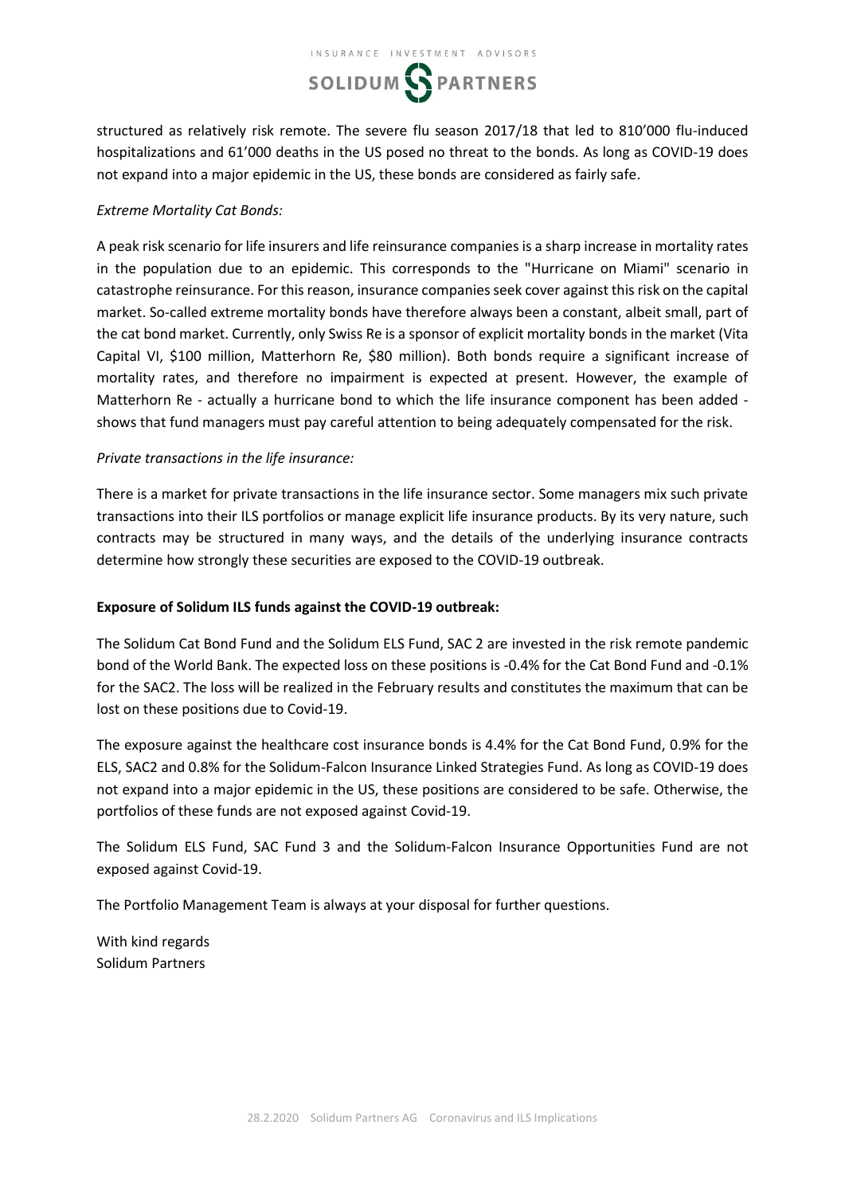structured as relatively risk remote. The severe flu season 2017/18 that led to 810'000 flu-induced hospitalizations and 61'000 deaths in the US posed no threat to the bonds. As long as COVID-19 does not expand into a major epidemic in the US, these bonds are considered as fairly safe.

*Extreme Mortality Cat Bonds:*

A peak risk scenario for life insurers and life reinsurance companies is a sharp increase in mortality rates in the population due to an epidemic. This corresponds to the "Hurricane on Miami" scenario in catastrophe reinsurance. For this reason, insurance companies seek cover against this risk on the capital market. So-called extreme mortality bonds have therefore always been a constant, albeit small, part of the cat bond market. Currently, only Swiss Re is a sponsor of explicit mortality bonds in the market (Vita Capital VI, $100 million, Matterhorn Re, $80 million). Both bonds require a significant increase of mortality rates, and therefore no impairment is expected at present. However, the example of Matterhorn Re - actually a hurricane bond to which the life insurance component has been added - shows that fund managers must pay careful attention to being adequately compensated for the risk.

*Private transactions in the life insurance:*

There is a market for private transactions in the life insurance sector. Some managers mix such private transactions into their ILS portfolios or manage explicit life insurance products. By its very nature, such contracts may be structured in many ways, and the details of the underlying insurance contracts determine how strongly these securities are exposed to the COVID-19 outbreak.

**Exposure of Solidum ILS funds against the COVID-19 outbreak:**

The Solidum Cat Bond Fund and the Solidum ELS Fund, SAC 2 are invested in the risk remote pandemic bond of the World Bank. The expected loss on these positions is -0.4% for the Cat Bond Fund and -0.1% for the SAC2. The loss will be realized in the February results and constitutes the maximum that can be lost on these positions due to Covid-19.

The exposure against the healthcare cost insurance bonds is 4.4% for the Cat Bond Fund, 0.9% for the ELS, SAC2 and 0.8% for the Solidum-Falcon Insurance Linked Strategies Fund. As long as COVID-19 does not expand into a major epidemic in the US, these positions are considered to be safe. Otherwise, the portfolios of these funds are not exposed against Covid-19.

The Solidum ELS Fund, SAC Fund 3 and the Solidum-Falcon Insurance Opportunities Fund are not exposed against Covid-19.

The Portfolio Management Team is always at your disposal for further questions.

With kind regards
Solidum Partners